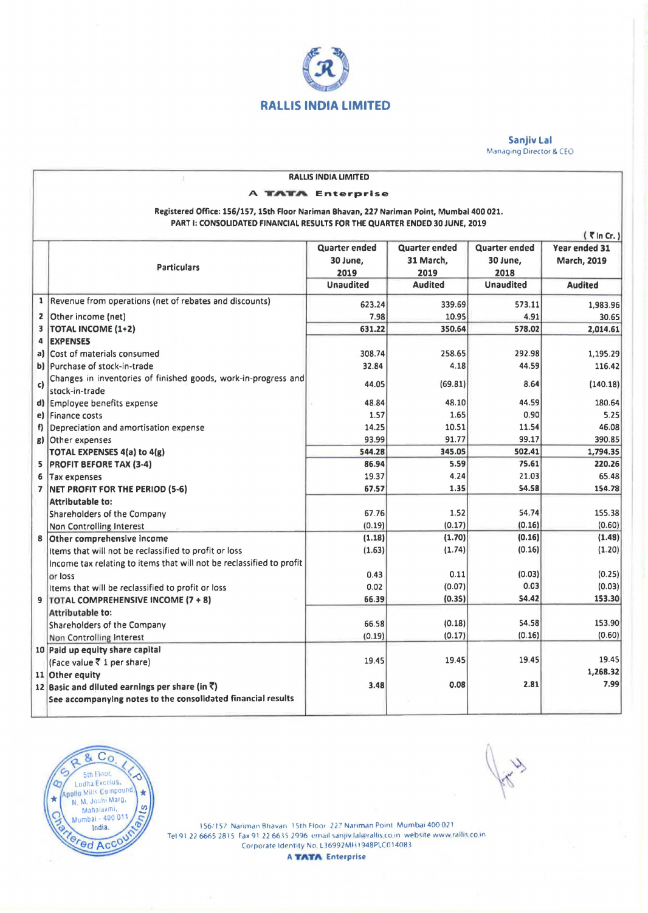# RALLIS INDIA LIMITED

**Sanjiv Lal**
Managing Director & CEO

**RALLIS INDIA LIMITED**

**A TATA Enterprise**

**Registered Office: 156/157, 15th Floor Nariman Bhavan, 227 Nariman Point, Mumbai 400 021.**
**PART I: CONSOLIDATED FINANCIAL RESULTS FOR THE QUARTER ENDED 30 JUNE, 2019**

(₹ in Cr.)

| | Particulars | Quarter ended 30 June, 2019 | Quarter ended 31 March, 2019 | Quarter ended 30 June, 2018 | Year ended 31 March, 2019 |
|---|---|---|---|---|---|
| | | Unaudited | Audited | Unaudited | Audited |
| 1 | Revenue from operations (net of rebates and discounts) | 623.24 | 339.69 | 573.11 | 1,983.96 |
| 2 | Other income (net) | 7.98 | 10.95 | 4.91 | 30.65 |
| 3 | **TOTAL INCOME (1+2)** | **631.22** | **350.64** | **578.02** | **2,014.61** |
| 4 | **EXPENSES** | | | | |
| a) | Cost of materials consumed | 308.74 | 258.65 | 292.98 | 1,195.29 |
| b) | Purchase of stock-in-trade | 32.84 | 4.18 | 44.59 | 116.42 |
| c) | Changes in inventories of finished goods, work-in-progress and stock-in-trade | 44.05 | (69.81) | 8.64 | (140.18) |
| d) | Employee benefits expense | 48.84 | 48.10 | 44.59 | 180.64 |
| e) | Finance costs | 1.57 | 1.65 | 0.90 | 5.25 |
| f) | Depreciation and amortisation expense | 14.25 | 10.51 | 11.54 | 46.08 |
| g) | Other expenses | 93.99 | 91.77 | 99.17 | 390.85 |
| | **TOTAL EXPENSES 4(a) to 4(g)** | **544.28** | **345.05** | **502.41** | **1,794.35** |
| 5 | **PROFIT BEFORE TAX (3-4)** | **86.94** | **5.59** | **75.61** | **220.26** |
| 6 | Tax expenses | 19.37 | 4.24 | 21.03 | 65.48 |
| 7 | **NET PROFIT FOR THE PERIOD (5-6)** | **67.57** | **1.35** | **54.58** | **154.78** |
| | **Attributable to:** | | | | |
| | Shareholders of the Company | 67.76 | 1.52 | 54.74 | 155.38 |
| | Non Controlling Interest | (0.19) | (0.17) | (0.16) | (0.60) |
| 8 | **Other comprehensive income** | **(1.18)** | **(1.70)** | **(0.16)** | **(1.48)** |
| | Items that will not be reclassified to profit or loss | (1.63) | (1.74) | (0.16) | (1.20) |
| | Income tax relating to items that will not be reclassified to profit or loss | 0.43 | 0.11 | (0.03) | (0.25) |
| | Items that will be reclassified to profit or loss | 0.02 | (0.07) | 0.03 | (0.03) |
| 9 | **TOTAL COMPREHENSIVE INCOME (7 + 8)** | **66.39** | **(0.35)** | **54.42** | **153.30** |
| | **Attributable to:** | | | | |
| | Shareholders of the Company | 66.58 | (0.18) | 54.58 | 153.90 |
| | Non Controlling Interest | (0.19) | (0.17) | (0.16) | (0.60) |
| 10 | **Paid up equity share capital** (Face value ₹ 1 per share) | 19.45 | 19.45 | 19.45 | 19.45 |
| 11 | **Other equity** | | | | 1,268.32 |
| 12 | **Basic and diluted earnings per share (in ₹)** | 3.48 | 0.08 | 2.81 | 7.99 |
| | **See accompanying notes to the consolidated financial results** | | | | |

156/157 Nariman Bhavan 15th Floor 227 Nariman Point Mumbai 400 021
Tel 91 22 6665 2815 Fax 91 22 6635 2996 email sanjiv.lal@rallis.co.in website www.rallis.co.in
Corporate Identity No. L36992MH1948PLC014083
A TATA Enterprise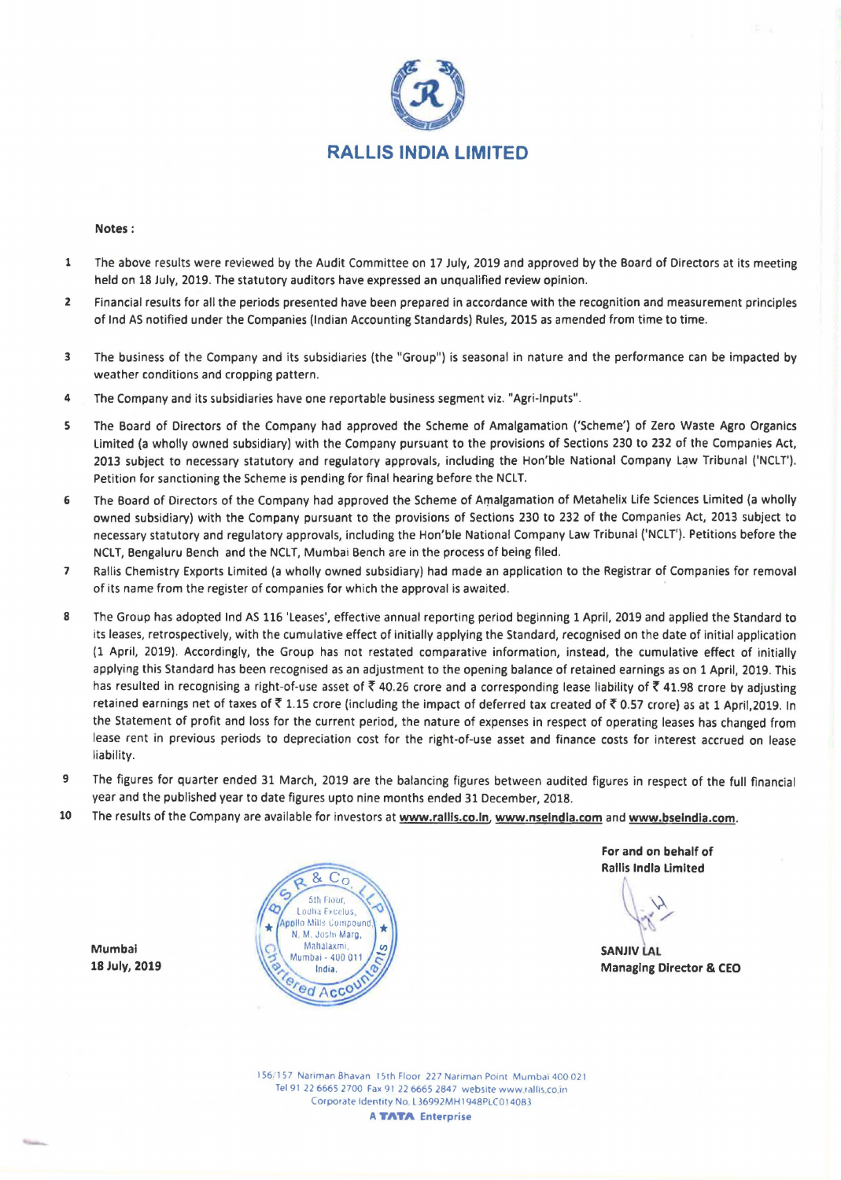# RALLIS INDIA LIMITED

**Notes :**

1. The above results were reviewed by the Audit Committee on 17 July, 2019 and approved by the Board of Directors at its meeting held on 18 July, 2019. The statutory auditors have expressed an unqualified review opinion.

2. Financial results for all the periods presented have been prepared in accordance with the recognition and measurement principles of Ind AS notified under the Companies (Indian Accounting Standards) Rules, 2015 as amended from time to time.

3. The business of the Company and its subsidiaries (the "Group") is seasonal in nature and the performance can be impacted by weather conditions and cropping pattern.

4. The Company and its subsidiaries have one reportable business segment viz. "Agri-Inputs".

5. The Board of Directors of the Company had approved the Scheme of Amalgamation ('Scheme') of Zero Waste Agro Organics Limited (a wholly owned subsidiary) with the Company pursuant to the provisions of Sections 230 to 232 of the Companies Act, 2013 subject to necessary statutory and regulatory approvals, including the Hon'ble National Company Law Tribunal ('NCLT'). Petition for sanctioning the Scheme is pending for final hearing before the NCLT.

6. The Board of Directors of the Company had approved the Scheme of Amalgamation of Metahelix Life Sciences Limited (a wholly owned subsidiary) with the Company pursuant to the provisions of Sections 230 to 232 of the Companies Act, 2013 subject to necessary statutory and regulatory approvals, including the Hon'ble National Company Law Tribunal ('NCLT'). Petitions before the NCLT, Bengaluru Bench and the NCLT, Mumbai Bench are in the process of being filed.

7. Rallis Chemistry Exports Limited (a wholly owned subsidiary) had made an application to the Registrar of Companies for removal of its name from the register of companies for which the approval is awaited.

8. The Group has adopted Ind AS 116 'Leases', effective annual reporting period beginning 1 April, 2019 and applied the Standard to its leases, retrospectively, with the cumulative effect of initially applying the Standard, recognised on the date of initial application (1 April, 2019). Accordingly, the Group has not restated comparative information, instead, the cumulative effect of initially applying this Standard has been recognised as an adjustment to the opening balance of retained earnings as on 1 April, 2019. This has resulted in recognising a right-of-use asset of ₹ 40.26 crore and a corresponding lease liability of ₹ 41.98 crore by adjusting retained earnings net of taxes of ₹ 1.15 crore (including the impact of deferred tax created of ₹ 0.57 crore) as at 1 April,2019. In the Statement of profit and loss for the current period, the nature of expenses in respect of operating leases has changed from lease rent in previous periods to depreciation cost for the right-of-use asset and finance costs for interest accrued on lease liability.

9. The figures for quarter ended 31 March, 2019 are the balancing figures between audited figures in respect of the full financial year and the published year to date figures upto nine months ended 31 December, 2018.

10. The results of the Company are available for investors at www.rallis.co.in, www.nseindia.com and www.bseindia.com.

Mumbai
18 July, 2019

For and on behalf of
Rallis India Limited

SANJIV LAL
Managing Director & CEO

156/157 Nariman Bhavan 15th Floor 227 Nariman Point Mumbai 400 021
Tel 91 22 6665 2700 Fax 91 22 6665 2847 website www.rallis.co.in
Corporate Identity No. L36992MH1948PLC014083
A TATA Enterprise